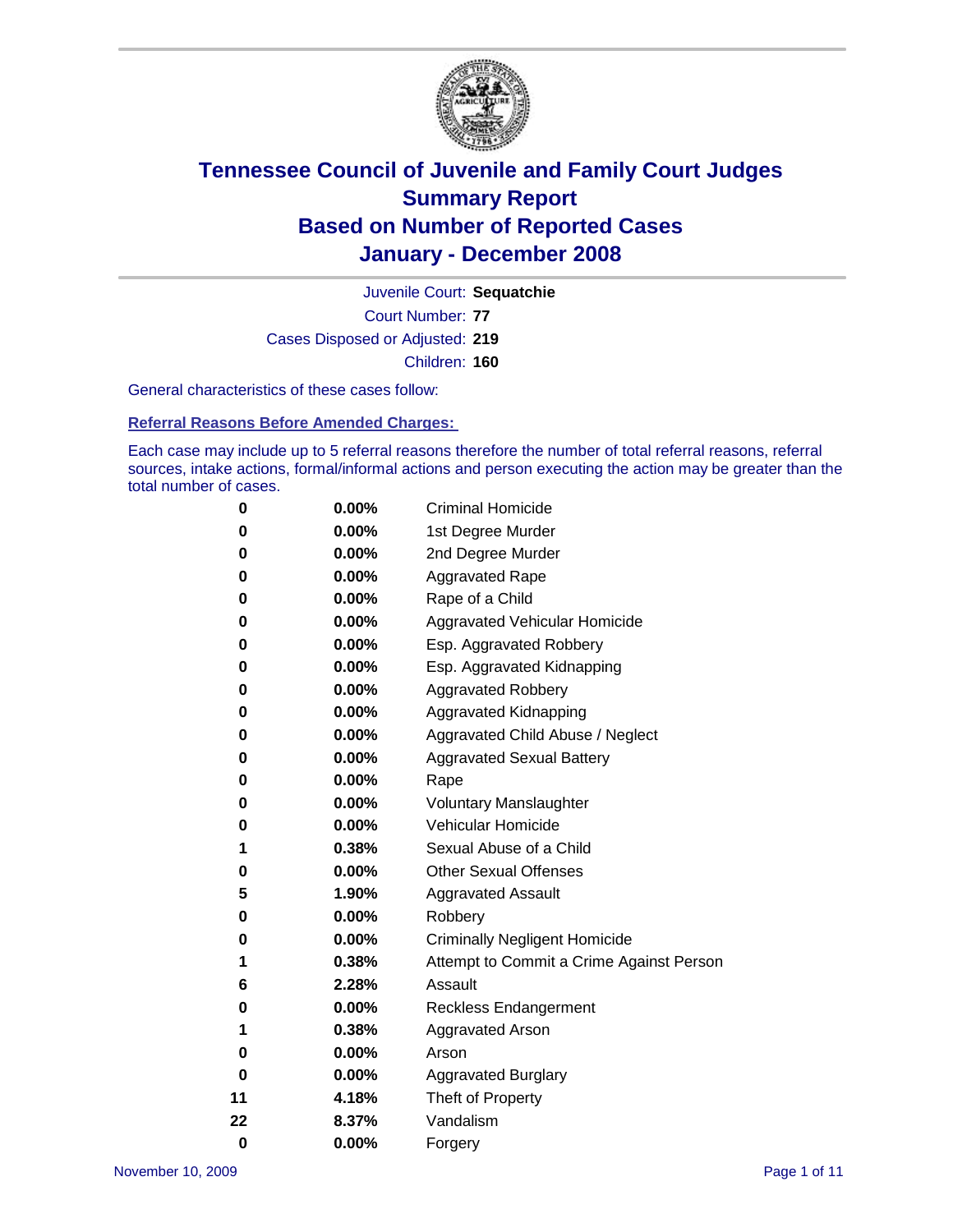# Tennessee Council of Juvenile and Family Court Judges
## Summary Report
## Based on Number of Reported Cases
## January - December 2008

Juvenile Court: **Sequatchie**
Court Number: **77**
Cases Disposed or Adjusted: **219**
Children: **160**

General characteristics of these cases follow:

### Referral Reasons Before Amended Charges:

Each case may include up to 5 referral reasons therefore the number of total referral reasons, referral sources, intake actions, formal/informal actions and person executing the action may be greater than the total number of cases.

| | | |
|---|---|---|
| 0 | 0.00% | Criminal Homicide |
| 0 | 0.00% | 1st Degree Murder |
| 0 | 0.00% | 2nd Degree Murder |
| 0 | 0.00% | Aggravated Rape |
| 0 | 0.00% | Rape of a Child |
| 0 | 0.00% | Aggravated Vehicular Homicide |
| 0 | 0.00% | Esp. Aggravated Robbery |
| 0 | 0.00% | Esp. Aggravated Kidnapping |
| 0 | 0.00% | Aggravated Robbery |
| 0 | 0.00% | Aggravated Kidnapping |
| 0 | 0.00% | Aggravated Child Abuse / Neglect |
| 0 | 0.00% | Aggravated Sexual Battery |
| 0 | 0.00% | Rape |
| 0 | 0.00% | Voluntary Manslaughter |
| 0 | 0.00% | Vehicular Homicide |
| 1 | 0.38% | Sexual Abuse of a Child |
| 0 | 0.00% | Other Sexual Offenses |
| 5 | 1.90% | Aggravated Assault |
| 0 | 0.00% | Robbery |
| 0 | 0.00% | Criminally Negligent Homicide |
| 1 | 0.38% | Attempt to Commit a Crime Against Person |
| 6 | 2.28% | Assault |
| 0 | 0.00% | Reckless Endangerment |
| 1 | 0.38% | Aggravated Arson |
| 0 | 0.00% | Arson |
| 0 | 0.00% | Aggravated Burglary |
| 11 | 4.18% | Theft of Property |
| 22 | 8.37% | Vandalism |
| 0 | 0.00% | Forgery |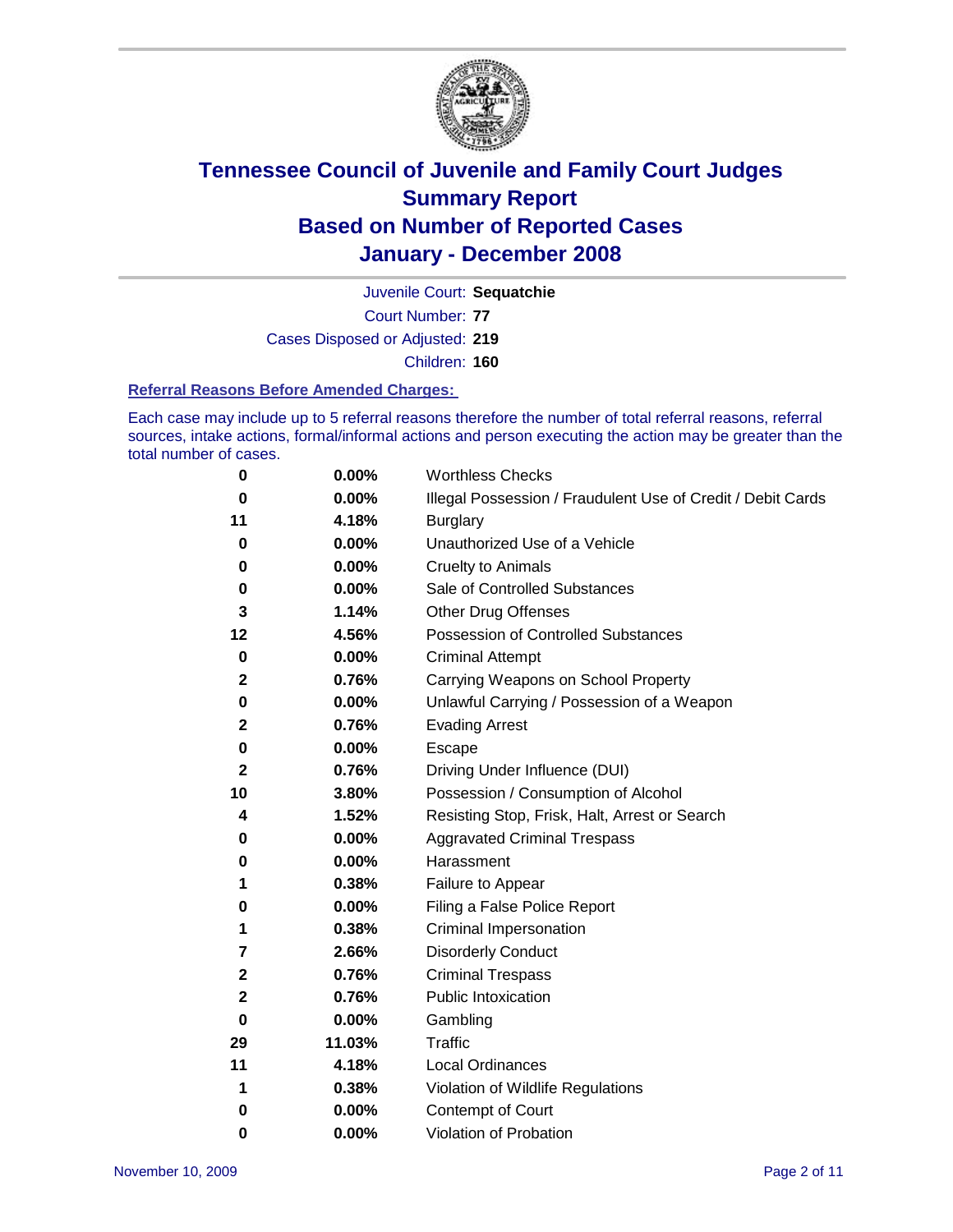# Tennessee Council of Juvenile and Family Court Judges
## Summary Report
## Based on Number of Reported Cases
## January - December 2008

Juvenile Court: **Sequatchie**
Court Number: **77**
Cases Disposed or Adjusted: **219**
Children: **160**

### Referral Reasons Before Amended Charges:

Each case may include up to 5 referral reasons therefore the number of total referral reasons, referral sources, intake actions, formal/informal actions and person executing the action may be greater than the total number of cases.

| | | |
|---|---|---|
| **0** | **0.00%** | Worthless Checks |
| **0** | **0.00%** | Illegal Possession / Fraudulent Use of Credit / Debit Cards |
| **11** | **4.18%** | Burglary |
| **0** | **0.00%** | Unauthorized Use of a Vehicle |
| **0** | **0.00%** | Cruelty to Animals |
| **0** | **0.00%** | Sale of Controlled Substances |
| **3** | **1.14%** | Other Drug Offenses |
| **12** | **4.56%** | Possession of Controlled Substances |
| **0** | **0.00%** | Criminal Attempt |
| **2** | **0.76%** | Carrying Weapons on School Property |
| **0** | **0.00%** | Unlawful Carrying / Possession of a Weapon |
| **2** | **0.76%** | Evading Arrest |
| **0** | **0.00%** | Escape |
| **2** | **0.76%** | Driving Under Influence (DUI) |
| **10** | **3.80%** | Possession / Consumption of Alcohol |
| **4** | **1.52%** | Resisting Stop, Frisk, Halt, Arrest or Search |
| **0** | **0.00%** | Aggravated Criminal Trespass |
| **0** | **0.00%** | Harassment |
| **1** | **0.38%** | Failure to Appear |
| **0** | **0.00%** | Filing a False Police Report |
| **1** | **0.38%** | Criminal Impersonation |
| **7** | **2.66%** | Disorderly Conduct |
| **2** | **0.76%** | Criminal Trespass |
| **2** | **0.76%** | Public Intoxication |
| **0** | **0.00%** | Gambling |
| **29** | **11.03%** | Traffic |
| **11** | **4.18%** | Local Ordinances |
| **1** | **0.38%** | Violation of Wildlife Regulations |
| **0** | **0.00%** | Contempt of Court |
| **0** | **0.00%** | Violation of Probation |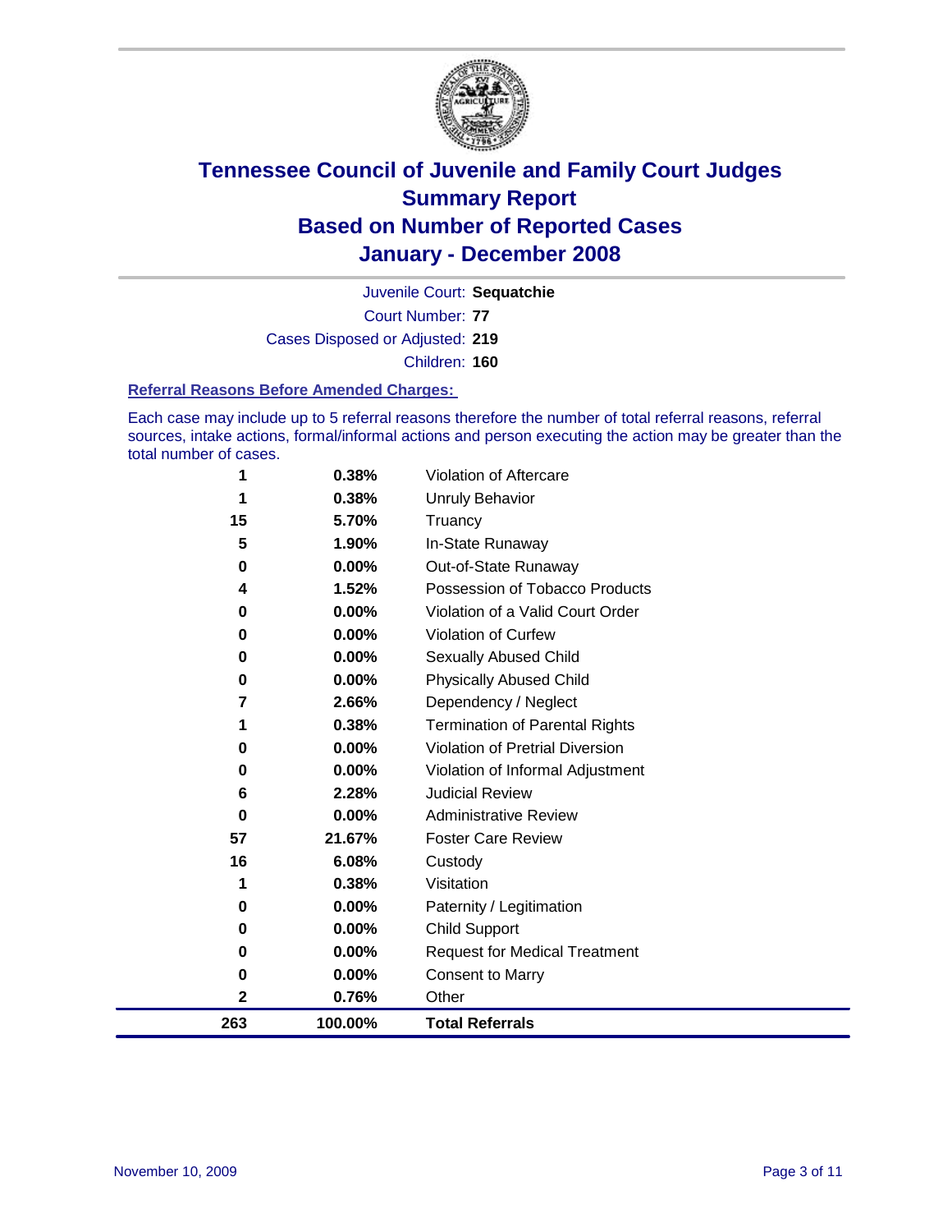# Tennessee Council of Juvenile and Family Court Judges
## Summary Report
## Based on Number of Reported Cases
## January - December 2008

Juvenile Court: **Sequatchie**

Court Number: **77**

Cases Disposed or Adjusted: **219**

Children: **160**

### Referral Reasons Before Amended Charges:

Each case may include up to 5 referral reasons therefore the number of total referral reasons, referral sources, intake actions, formal/informal actions and person executing the action may be greater than the total number of cases.

| | | |
|---|---|---|
| 1 | 0.38% | Violation of Aftercare |
| 1 | 0.38% | Unruly Behavior |
| 15 | 5.70% | Truancy |
| 5 | 1.90% | In-State Runaway |
| 0 | 0.00% | Out-of-State Runaway |
| 4 | 1.52% | Possession of Tobacco Products |
| 0 | 0.00% | Violation of a Valid Court Order |
| 0 | 0.00% | Violation of Curfew |
| 0 | 0.00% | Sexually Abused Child |
| 0 | 0.00% | Physically Abused Child |
| 7 | 2.66% | Dependency / Neglect |
| 1 | 0.38% | Termination of Parental Rights |
| 0 | 0.00% | Violation of Pretrial Diversion |
| 0 | 0.00% | Violation of Informal Adjustment |
| 6 | 2.28% | Judicial Review |
| 0 | 0.00% | Administrative Review |
| 57 | 21.67% | Foster Care Review |
| 16 | 6.08% | Custody |
| 1 | 0.38% | Visitation |
| 0 | 0.00% | Paternity / Legitimation |
| 0 | 0.00% | Child Support |
| 0 | 0.00% | Request for Medical Treatment |
| 0 | 0.00% | Consent to Marry |
| 2 | 0.76% | Other |
| **263** | **100.00%** | **Total Referrals** |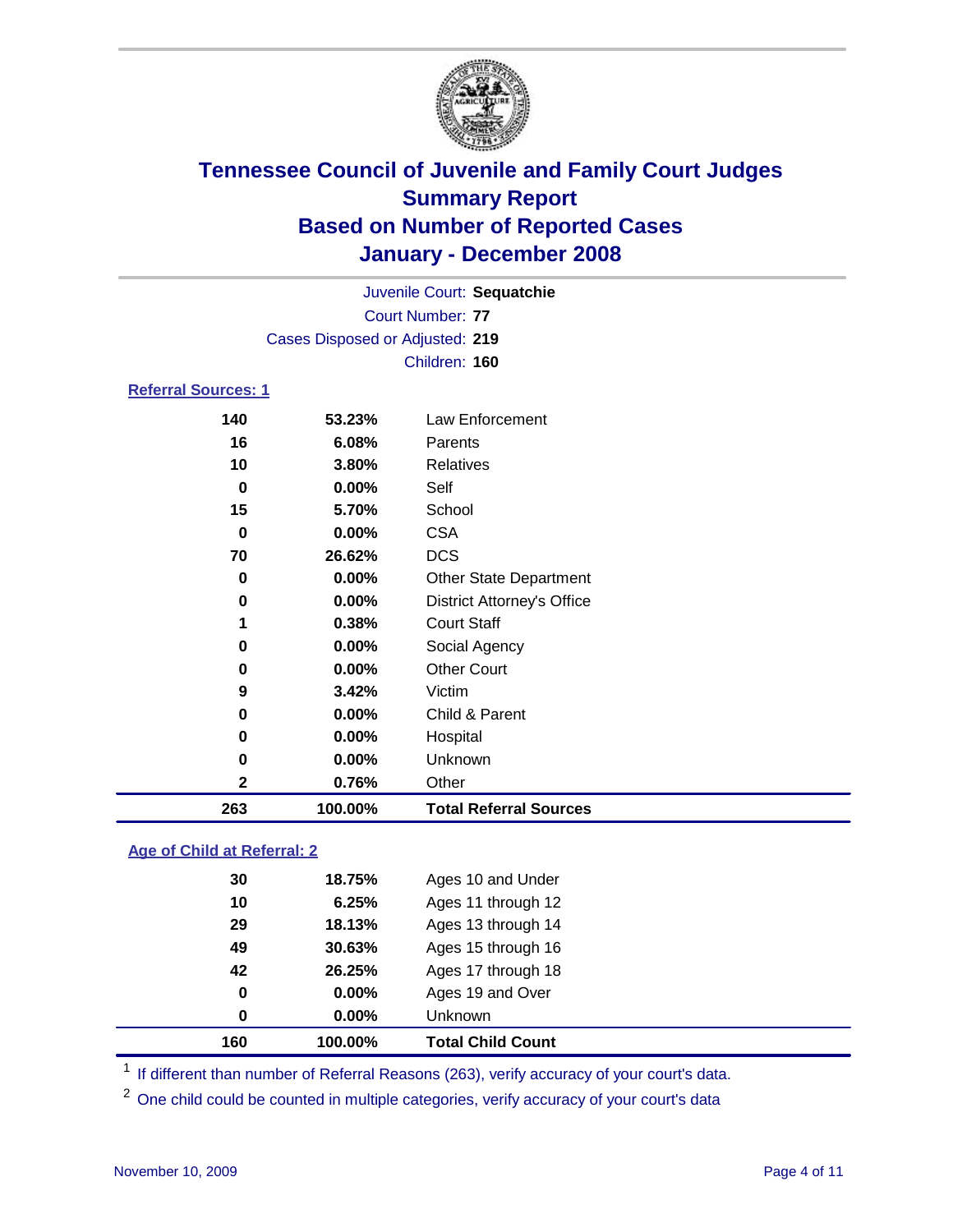# Tennessee Council of Juvenile and Family Court Judges
## Summary Report
## Based on Number of Reported Cases
## January - December 2008

Juvenile Court: **Sequatchie**
Court Number: **77**
Cases Disposed or Adjusted: **219**
Children: **160**

### Referral Sources: 1

| | | |
|---|---|---|
| 140 | 53.23% | Law Enforcement |
| 16 | 6.08% | Parents |
| 10 | 3.80% | Relatives |
| 0 | 0.00% | Self |
| 15 | 5.70% | School |
| 0 | 0.00% | CSA |
| 70 | 26.62% | DCS |
| 0 | 0.00% | Other State Department |
| 0 | 0.00% | District Attorney's Office |
| 1 | 0.38% | Court Staff |
| 0 | 0.00% | Social Agency |
| 0 | 0.00% | Other Court |
| 9 | 3.42% | Victim |
| 0 | 0.00% | Child & Parent |
| 0 | 0.00% | Hospital |
| 0 | 0.00% | Unknown |
| 2 | 0.76% | Other |
| **263** | **100.00%** | **Total Referral Sources** |

### Age of Child at Referral: 2

| | | |
|---|---|---|
| 30 | 18.75% | Ages 10 and Under |
| 10 | 6.25% | Ages 11 through 12 |
| 29 | 18.13% | Ages 13 through 14 |
| 49 | 30.63% | Ages 15 through 16 |
| 42 | 26.25% | Ages 17 through 18 |
| 0 | 0.00% | Ages 19 and Over |
| 0 | 0.00% | Unknown |
| **160** | **100.00%** | **Total Child Count** |

[1] If different than number of Referral Reasons (263), verify accuracy of your court's data.

[2] One child could be counted in multiple categories, verify accuracy of your court's data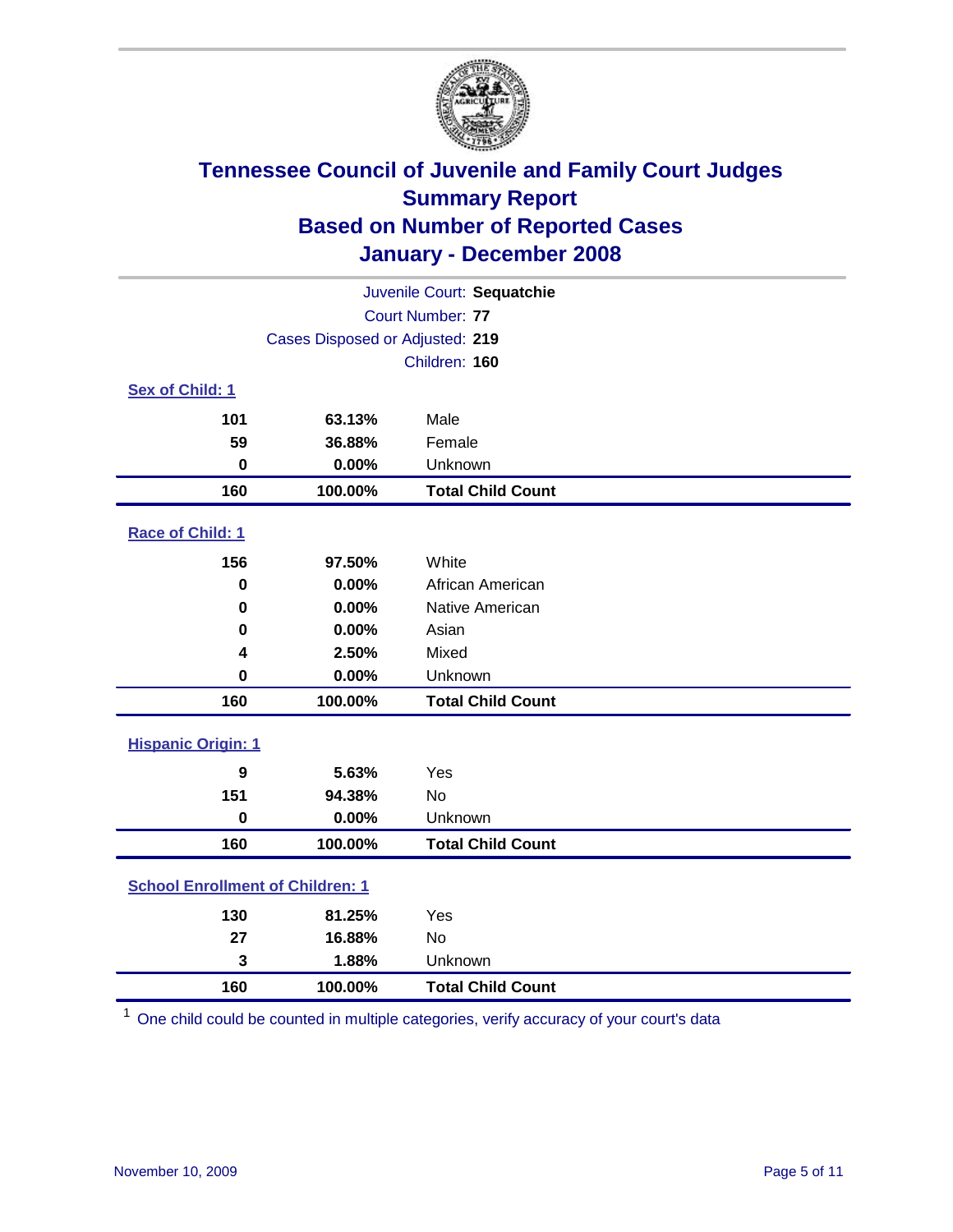# Tennessee Council of Juvenile and Family Court Judges
## Summary Report
## Based on Number of Reported Cases
## January - December 2008

Juvenile Court: **Sequatchie**

Court Number: **77**

Cases Disposed or Adjusted: **219**

Children: **160**

### Sex of Child: 1

| | | |
|---|---|---|
| **101** | **63.13%** | Male |
| **59** | **36.88%** | Female |
| **0** | **0.00%** | Unknown |
| **160** | **100.00%** | **Total Child Count** |

### Race of Child: 1

| | | |
|---|---|---|
| **156** | **97.50%** | White |
| **0** | **0.00%** | African American |
| **0** | **0.00%** | Native American |
| **0** | **0.00%** | Asian |
| **4** | **2.50%** | Mixed |
| **0** | **0.00%** | Unknown |
| **160** | **100.00%** | **Total Child Count** |

### Hispanic Origin: 1

| | | |
|---|---|---|
| **9** | **5.63%** | Yes |
| **151** | **94.38%** | No |
| **0** | **0.00%** | Unknown |
| **160** | **100.00%** | **Total Child Count** |

### School Enrollment of Children: 1

| | | |
|---|---|---|
| **130** | **81.25%** | Yes |
| **27** | **16.88%** | No |
| **3** | **1.88%** | Unknown |
| **160** | **100.00%** | **Total Child Count** |

[1] One child could be counted in multiple categories, verify accuracy of your court's data

November 10, 2009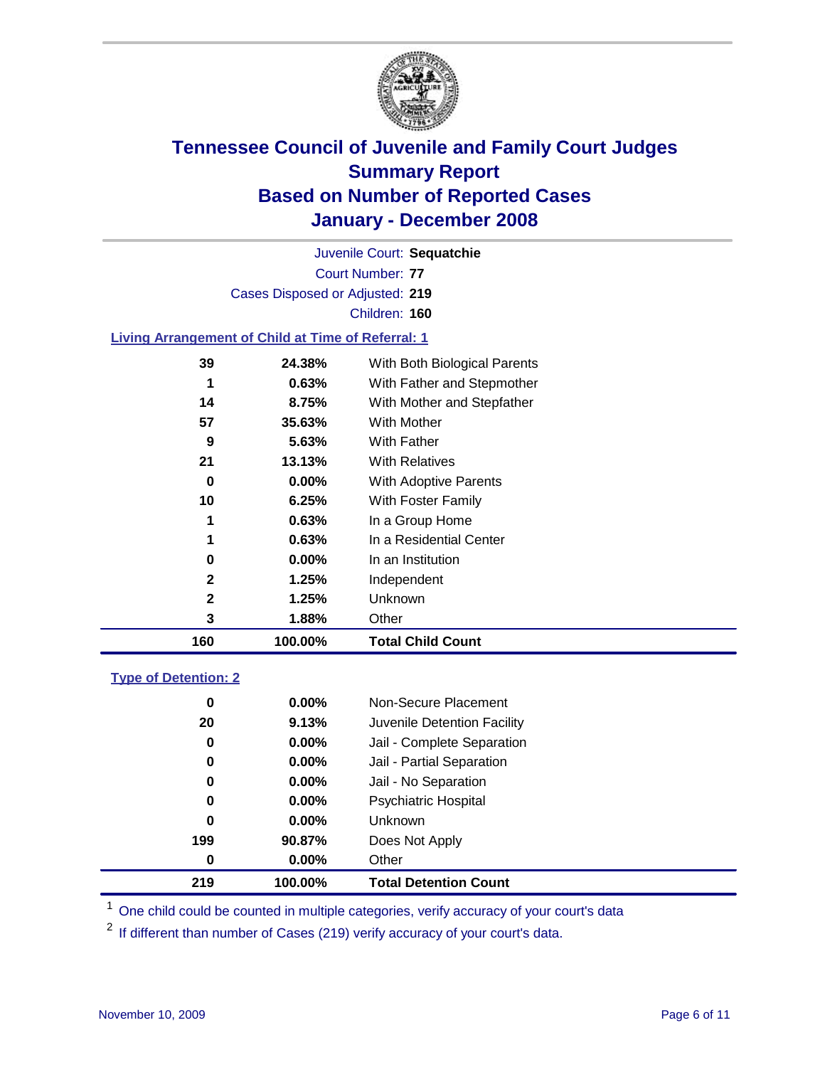# Tennessee Council of Juvenile and Family Court Judges
## Summary Report
## Based on Number of Reported Cases
## January - December 2008

Juvenile Court: **Sequatchie**

Court Number: **77**

Cases Disposed or Adjusted: **219**

Children: **160**

### Living Arrangement of Child at Time of Referral: 1

| Count | Percent | Category |
|---|---|---|
| 39 | 24.38% | With Both Biological Parents |
| 1 | 0.63% | With Father and Stepmother |
| 14 | 8.75% | With Mother and Stepfather |
| 57 | 35.63% | With Mother |
| 9 | 5.63% | With Father |
| 21 | 13.13% | With Relatives |
| 0 | 0.00% | With Adoptive Parents |
| 10 | 6.25% | With Foster Family |
| 1 | 0.63% | In a Group Home |
| 1 | 0.63% | In a Residential Center |
| 0 | 0.00% | In an Institution |
| 2 | 1.25% | Independent |
| 2 | 1.25% | Unknown |
| 3 | 1.88% | Other |
| **160** | **100.00%** | **Total Child Count** |

### Type of Detention: 2

| Count | Percent | Category |
|---|---|---|
| 0 | 0.00% | Non-Secure Placement |
| 20 | 9.13% | Juvenile Detention Facility |
| 0 | 0.00% | Jail - Complete Separation |
| 0 | 0.00% | Jail - Partial Separation |
| 0 | 0.00% | Jail - No Separation |
| 0 | 0.00% | Psychiatric Hospital |
| 0 | 0.00% | Unknown |
| 199 | 90.87% | Does Not Apply |
| 0 | 0.00% | Other |
| **219** | **100.00%** | **Total Detention Count** |

[1] One child could be counted in multiple categories, verify accuracy of your court's data

[2] If different than number of Cases (219) verify accuracy of your court's data.

November 10, 2009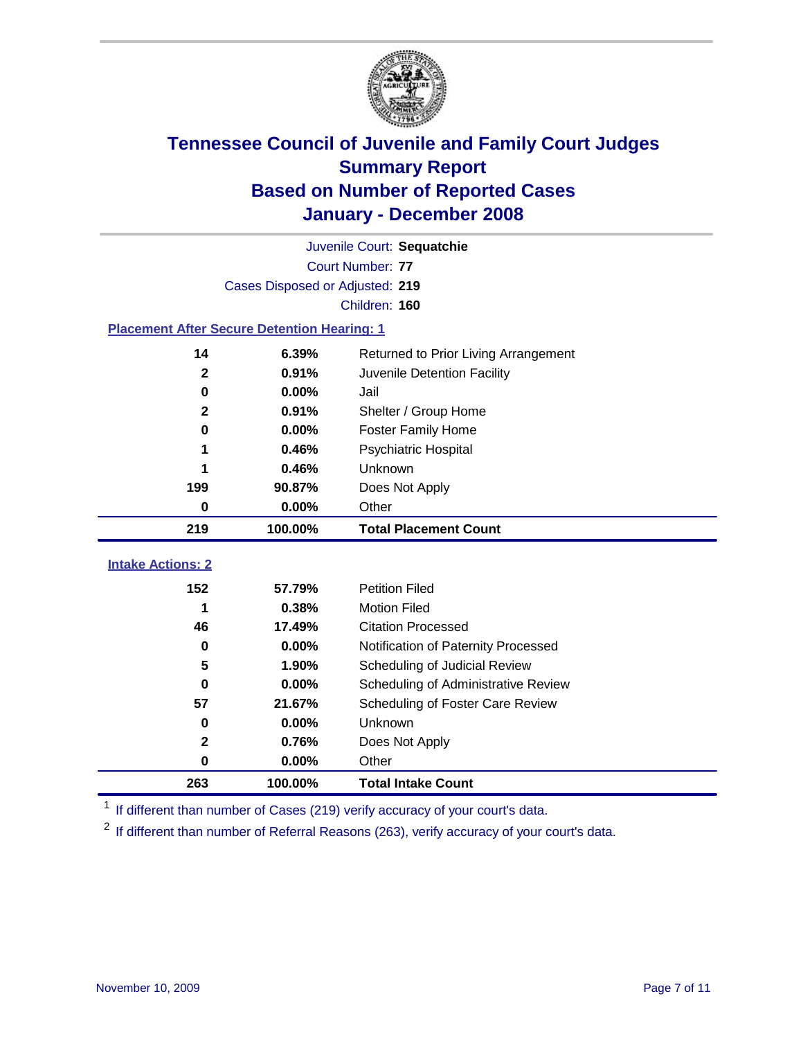# Tennessee Council of Juvenile and Family Court Judges
## Summary Report
## Based on Number of Reported Cases
## January - December 2008

Juvenile Court: **Sequatchie**

Court Number: **77**

Cases Disposed or Adjusted: **219**

Children: **160**

### Placement After Secure Detention Hearing: 1

| | | |
|---|---|---|
| 14 | 6.39% | Returned to Prior Living Arrangement |
| 2 | 0.91% | Juvenile Detention Facility |
| 0 | 0.00% | Jail |
| 2 | 0.91% | Shelter / Group Home |
| 0 | 0.00% | Foster Family Home |
| 1 | 0.46% | Psychiatric Hospital |
| 1 | 0.46% | Unknown |
| 199 | 90.87% | Does Not Apply |
| 0 | 0.00% | Other |
| **219** | **100.00%** | **Total Placement Count** |

### Intake Actions: 2

| | | |
|---|---|---|
| 152 | 57.79% | Petition Filed |
| 1 | 0.38% | Motion Filed |
| 46 | 17.49% | Citation Processed |
| 0 | 0.00% | Notification of Paternity Processed |
| 5 | 1.90% | Scheduling of Judicial Review |
| 0 | 0.00% | Scheduling of Administrative Review |
| 57 | 21.67% | Scheduling of Foster Care Review |
| 0 | 0.00% | Unknown |
| 2 | 0.76% | Does Not Apply |
| 0 | 0.00% | Other |
| **263** | **100.00%** | **Total Intake Count** |

[1] If different than number of Cases (219) verify accuracy of your court's data.

[2] If different than number of Referral Reasons (263), verify accuracy of your court's data.

November 10, 2009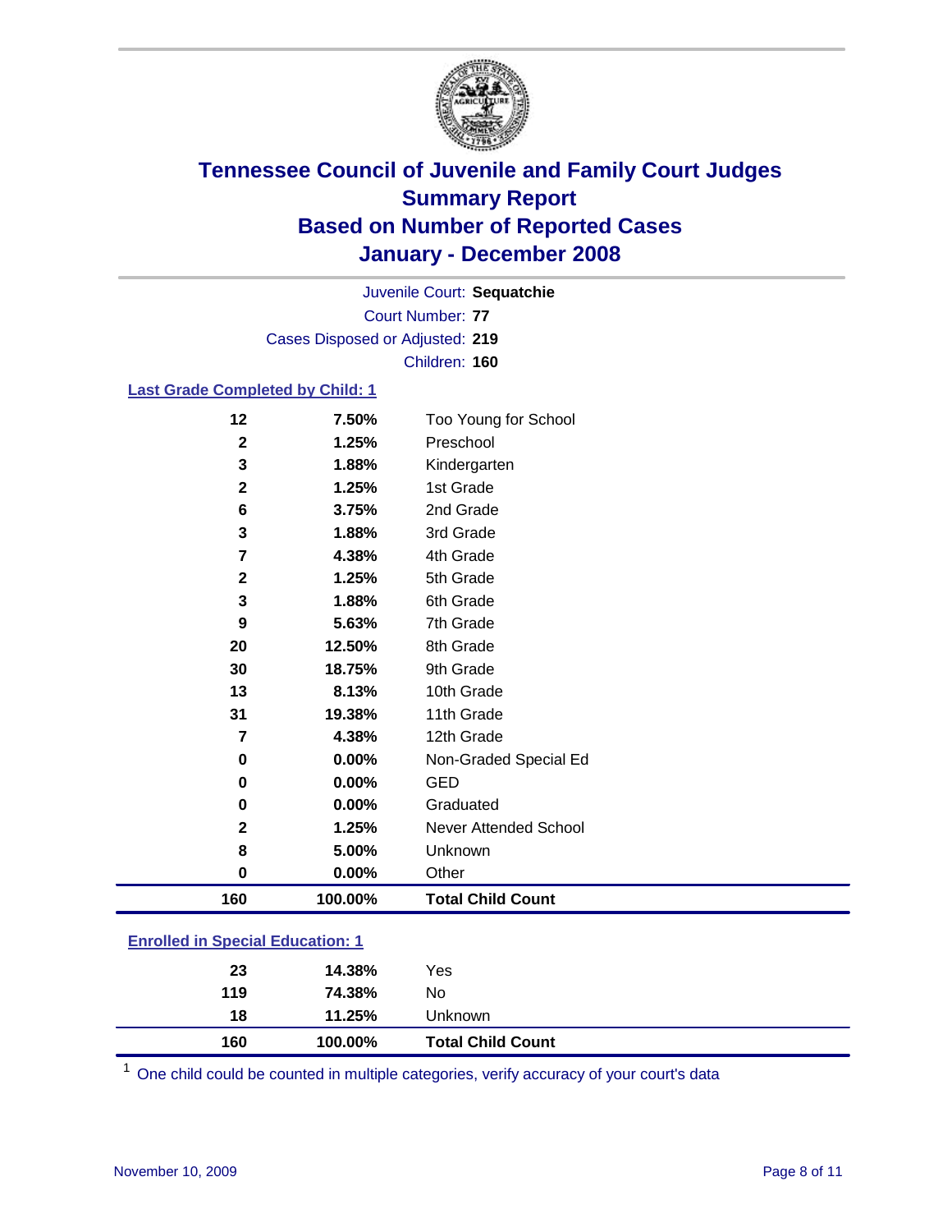# Tennessee Council of Juvenile and Family Court Judges
## Summary Report
## Based on Number of Reported Cases
## January - December 2008

Juvenile Court: **Sequatchie**
Court Number: **77**
Cases Disposed or Adjusted: **219**
Children: **160**

### Last Grade Completed by Child: 1

| Count | Percent | Category |
|---|---|---|
| 12 | 7.50% | Too Young for School |
| 2 | 1.25% | Preschool |
| 3 | 1.88% | Kindergarten |
| 2 | 1.25% | 1st Grade |
| 6 | 3.75% | 2nd Grade |
| 3 | 1.88% | 3rd Grade |
| 7 | 4.38% | 4th Grade |
| 2 | 1.25% | 5th Grade |
| 3 | 1.88% | 6th Grade |
| 9 | 5.63% | 7th Grade |
| 20 | 12.50% | 8th Grade |
| 30 | 18.75% | 9th Grade |
| 13 | 8.13% | 10th Grade |
| 31 | 19.38% | 11th Grade |
| 7 | 4.38% | 12th Grade |
| 0 | 0.00% | Non-Graded Special Ed |
| 0 | 0.00% | GED |
| 0 | 0.00% | Graduated |
| 2 | 1.25% | Never Attended School |
| 8 | 5.00% | Unknown |
| 0 | 0.00% | Other |
| **160** | **100.00%** | **Total Child Count** |

### Enrolled in Special Education: 1

| Count | Percent | Category |
|---|---|---|
| 23 | 14.38% | Yes |
| 119 | 74.38% | No |
| 18 | 11.25% | Unknown |
| **160** | **100.00%** | **Total Child Count** |

[1] One child could be counted in multiple categories, verify accuracy of your court's data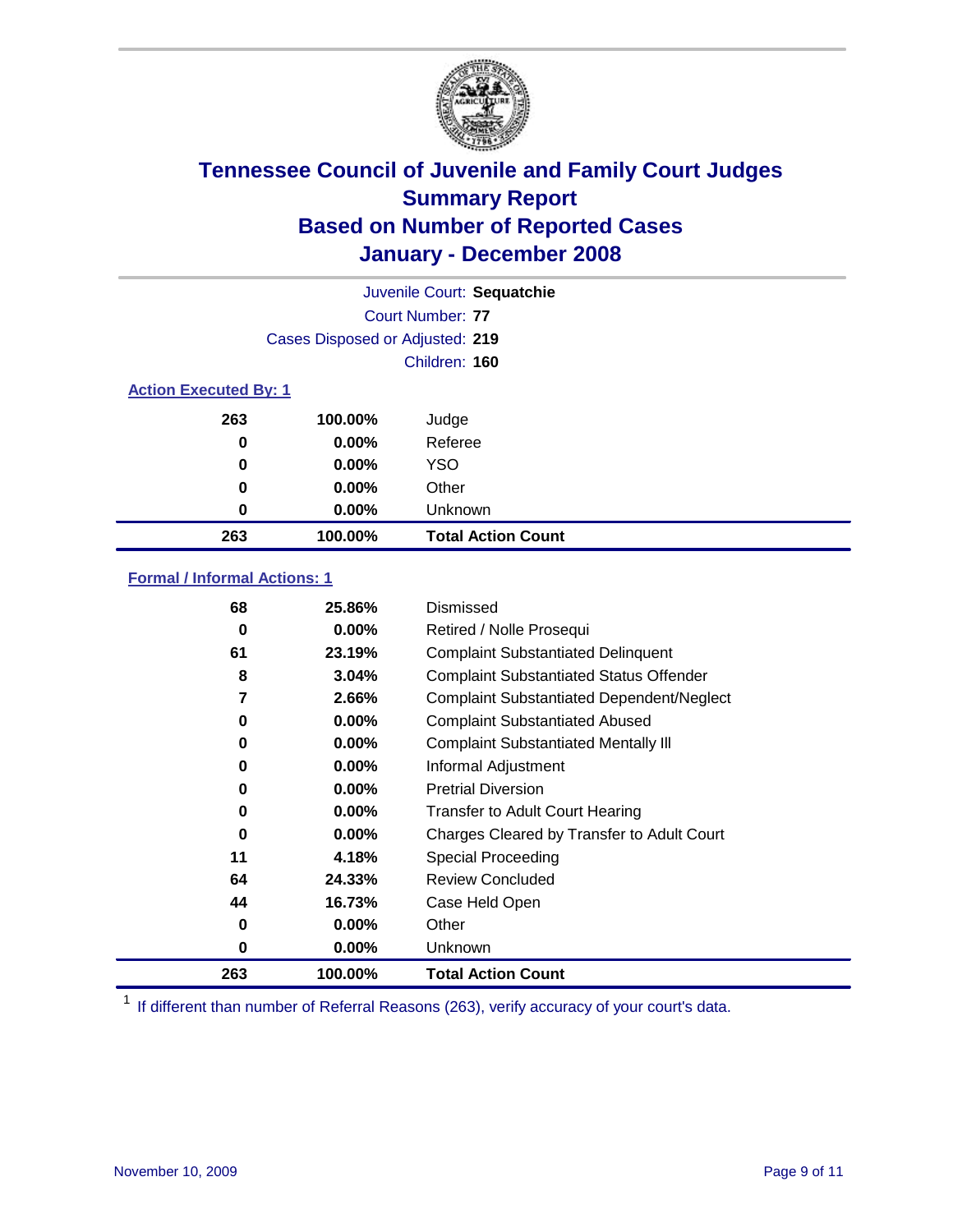# Tennessee Council of Juvenile and Family Court Judges
## Summary Report
## Based on Number of Reported Cases
## January - December 2008

Juvenile Court: **Sequatchie**

Court Number: **77**

Cases Disposed or Adjusted: **219**

Children: **160**

### Action Executed By: 1

| | | |
|---|---|---|
| 263 | 100.00% | Judge |
| 0 | 0.00% | Referee |
| 0 | 0.00% | YSO |
| 0 | 0.00% | Other |
| 0 | 0.00% | Unknown |
| **263** | **100.00%** | **Total Action Count** |

### Formal / Informal Actions: 1

| | | |
|---|---|---|
| 68 | 25.86% | Dismissed |
| 0 | 0.00% | Retired / Nolle Prosequi |
| 61 | 23.19% | Complaint Substantiated Delinquent |
| 8 | 3.04% | Complaint Substantiated Status Offender |
| 7 | 2.66% | Complaint Substantiated Dependent/Neglect |
| 0 | 0.00% | Complaint Substantiated Abused |
| 0 | 0.00% | Complaint Substantiated Mentally Ill |
| 0 | 0.00% | Informal Adjustment |
| 0 | 0.00% | Pretrial Diversion |
| 0 | 0.00% | Transfer to Adult Court Hearing |
| 0 | 0.00% | Charges Cleared by Transfer to Adult Court |
| 11 | 4.18% | Special Proceeding |
| 64 | 24.33% | Review Concluded |
| 44 | 16.73% | Case Held Open |
| 0 | 0.00% | Other |
| 0 | 0.00% | Unknown |
| **263** | **100.00%** | **Total Action Count** |

[1] If different than number of Referral Reasons (263), verify accuracy of your court's data.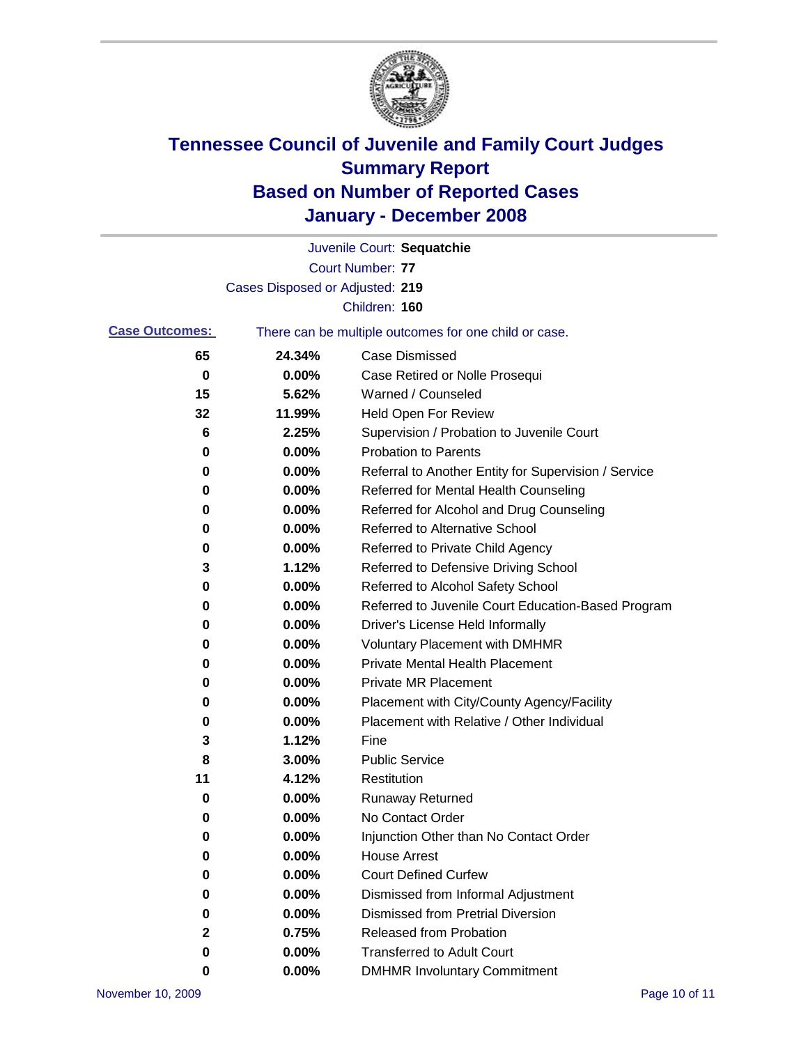# Tennessee Council of Juvenile and Family Court Judges
## Summary Report
## Based on Number of Reported Cases
## January - December 2008

Juvenile Court: **Sequatchie**

Court Number: **77**

Cases Disposed or Adjusted: **219**

Children: **160**

**Case Outcomes:** There can be multiple outcomes for one child or case.

| Count | Percent | Outcome |
|---|---|---|
| 65 | 24.34% | Case Dismissed |
| 0 | 0.00% | Case Retired or Nolle Prosequi |
| 15 | 5.62% | Warned / Counseled |
| 32 | 11.99% | Held Open For Review |
| 6 | 2.25% | Supervision / Probation to Juvenile Court |
| 0 | 0.00% | Probation to Parents |
| 0 | 0.00% | Referral to Another Entity for Supervision / Service |
| 0 | 0.00% | Referred for Mental Health Counseling |
| 0 | 0.00% | Referred for Alcohol and Drug Counseling |
| 0 | 0.00% | Referred to Alternative School |
| 0 | 0.00% | Referred to Private Child Agency |
| 3 | 1.12% | Referred to Defensive Driving School |
| 0 | 0.00% | Referred to Alcohol Safety School |
| 0 | 0.00% | Referred to Juvenile Court Education-Based Program |
| 0 | 0.00% | Driver's License Held Informally |
| 0 | 0.00% | Voluntary Placement with DMHMR |
| 0 | 0.00% | Private Mental Health Placement |
| 0 | 0.00% | Private MR Placement |
| 0 | 0.00% | Placement with City/County Agency/Facility |
| 0 | 0.00% | Placement with Relative / Other Individual |
| 3 | 1.12% | Fine |
| 8 | 3.00% | Public Service |
| 11 | 4.12% | Restitution |
| 0 | 0.00% | Runaway Returned |
| 0 | 0.00% | No Contact Order |
| 0 | 0.00% | Injunction Other than No Contact Order |
| 0 | 0.00% | House Arrest |
| 0 | 0.00% | Court Defined Curfew |
| 0 | 0.00% | Dismissed from Informal Adjustment |
| 0 | 0.00% | Dismissed from Pretrial Diversion |
| 2 | 0.75% | Released from Probation |
| 0 | 0.00% | Transferred to Adult Court |
| 0 | 0.00% | DMHMR Involuntary Commitment |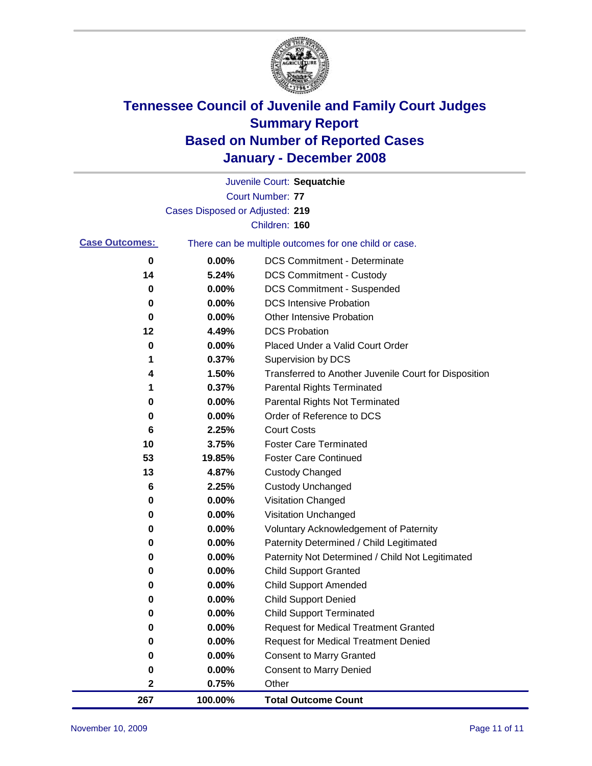# Tennessee Council of Juvenile and Family Court Judges
## Summary Report
## Based on Number of Reported Cases
## January - December 2008

Juvenile Court: **Sequatchie**

Court Number: **77**

Cases Disposed or Adjusted: **219**

Children: **160**

**Case Outcomes:** There can be multiple outcomes for one child or case.

| | | |
|---|---|---|
| 0 | 0.00% | DCS Commitment - Determinate |
| 14 | 5.24% | DCS Commitment - Custody |
| 0 | 0.00% | DCS Commitment - Suspended |
| 0 | 0.00% | DCS Intensive Probation |
| 0 | 0.00% | Other Intensive Probation |
| 12 | 4.49% | DCS Probation |
| 0 | 0.00% | Placed Under a Valid Court Order |
| 1 | 0.37% | Supervision by DCS |
| 4 | 1.50% | Transferred to Another Juvenile Court for Disposition |
| 1 | 0.37% | Parental Rights Terminated |
| 0 | 0.00% | Parental Rights Not Terminated |
| 0 | 0.00% | Order of Reference to DCS |
| 6 | 2.25% | Court Costs |
| 10 | 3.75% | Foster Care Terminated |
| 53 | 19.85% | Foster Care Continued |
| 13 | 4.87% | Custody Changed |
| 6 | 2.25% | Custody Unchanged |
| 0 | 0.00% | Visitation Changed |
| 0 | 0.00% | Visitation Unchanged |
| 0 | 0.00% | Voluntary Acknowledgement of Paternity |
| 0 | 0.00% | Paternity Determined / Child Legitimated |
| 0 | 0.00% | Paternity Not Determined / Child Not Legitimated |
| 0 | 0.00% | Child Support Granted |
| 0 | 0.00% | Child Support Amended |
| 0 | 0.00% | Child Support Denied |
| 0 | 0.00% | Child Support Terminated |
| 0 | 0.00% | Request for Medical Treatment Granted |
| 0 | 0.00% | Request for Medical Treatment Denied |
| 0 | 0.00% | Consent to Marry Granted |
| 0 | 0.00% | Consent to Marry Denied |
| 2 | 0.75% | Other |
| **267** | **100.00%** | **Total Outcome Count** |